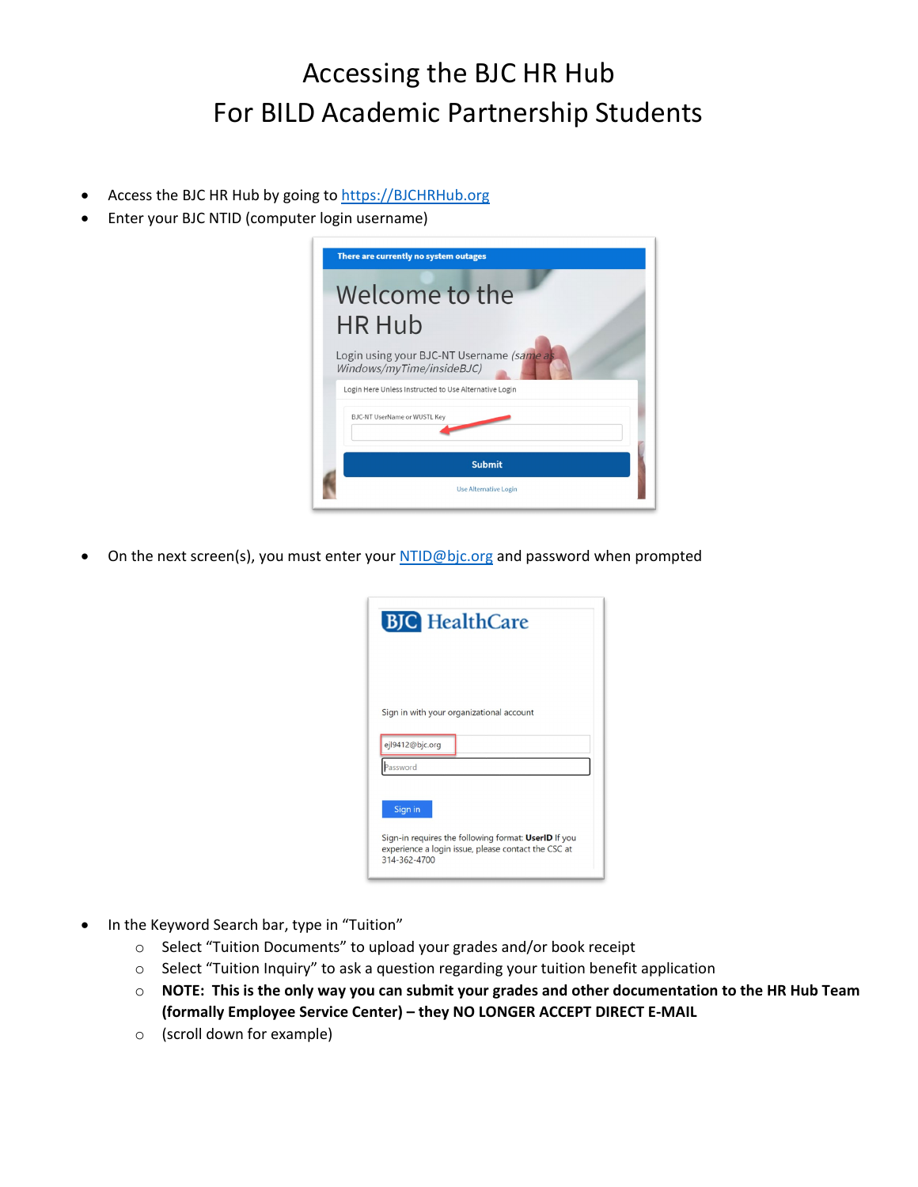# Accessing the BJC HR Hub
# For BILD Academic Partnership Students

- Access the BJC HR Hub by going to [https://BJCHRHub.org](https://BJCHRHub.org)
- Enter your BJC NTID (computer login username)

- On the next screen(s), you must enter your [NTID@bjc.org](mailto:NTID@bjc.org) and password when prompted

- In the Keyword Search bar, type in "Tuition"
  - Select "Tuition Documents" to upload your grades and/or book receipt
  - Select "Tuition Inquiry" to ask a question regarding your tuition benefit application
  - **NOTE: This is the only way you can submit your grades and other documentation to the HR Hub Team (formally Employee Service Center) – they NO LONGER ACCEPT DIRECT E-MAIL**
  - (scroll down for example)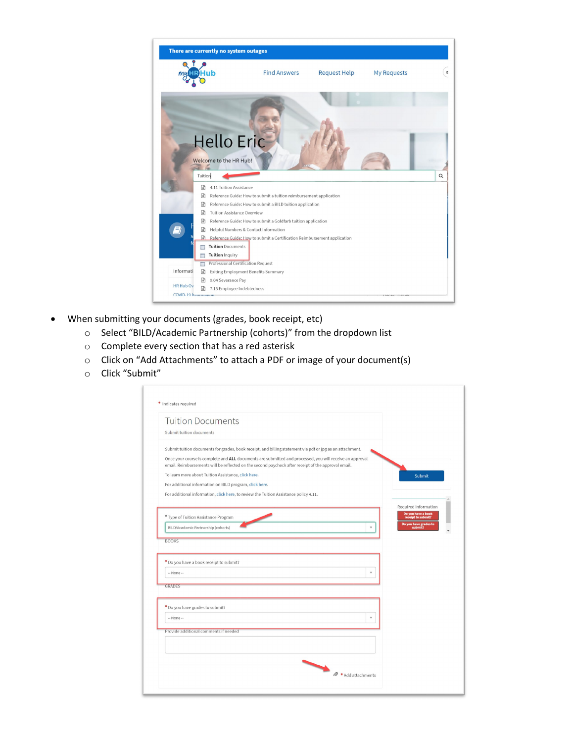- When submitting your documents (grades, book receipt, etc)
    - Select "BILD/Academic Partnership (cohorts)" from the dropdown list
    - Complete every section that has a red asterisk
    - Click on "Add Attachments" to attach a PDF or image of your document(s)
    - Click "Submit"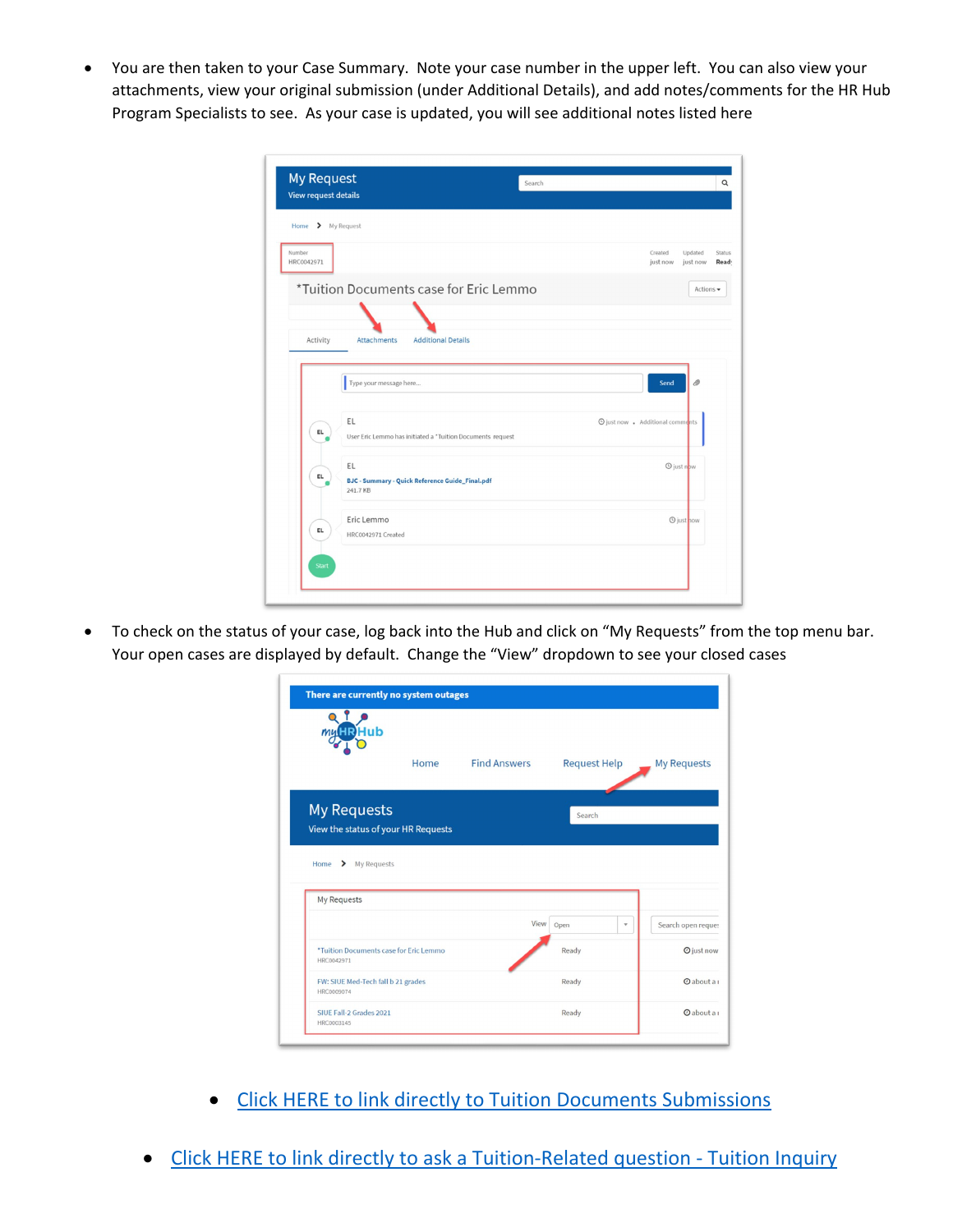- You are then taken to your Case Summary. Note your case number in the upper left. You can also view your attachments, view your original submission (under Additional Details), and add notes/comments for the HR Hub Program Specialists to see. As your case is updated, you will see additional notes listed here

- To check on the status of your case, log back into the Hub and click on "My Requests" from the top menu bar. Your open cases are displayed by default. Change the "View" dropdown to see your closed cases

  - Click HERE to link directly to Tuition Documents Submissions

- Click HERE to link directly to ask a Tuition-Related question - Tuition Inquiry